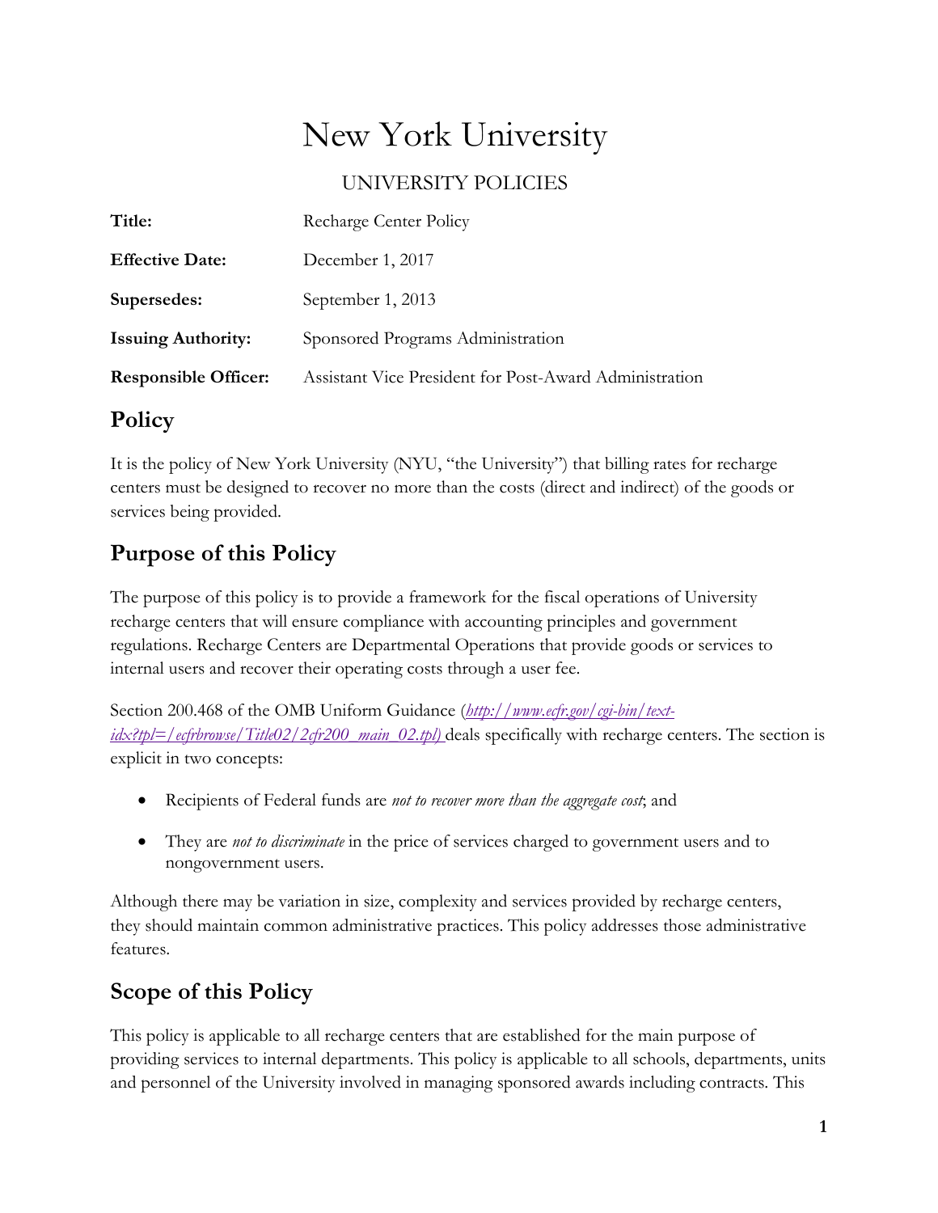# New York University

UNIVERSITY POLICIES

| **Title:** | Recharge Center Policy |
|---|---|
| **Effective Date:** | December 1, 2017 |
| **Supersedes:** | September 1, 2013 |
| **Issuing Authority:** | Sponsored Programs Administration |
| **Responsible Officer:** | Assistant Vice President for Post-Award Administration |

## Policy

It is the policy of New York University (NYU, "the University") that billing rates for recharge centers must be designed to recover no more than the costs (direct and indirect) of the goods or services being provided.

## Purpose of this Policy

The purpose of this policy is to provide a framework for the fiscal operations of University recharge centers that will ensure compliance with accounting principles and government regulations. Recharge Centers are Departmental Operations that provide goods or services to internal users and recover their operating costs through a user fee.

Section 200.468 of the OMB Uniform Guidance (*http://www.ecfr.gov/cgi-bin/text-idx?tpl=/ecfrbrowse/Title02/2cfr200_main_02.tpl)* deals specifically with recharge centers. The section is explicit in two concepts:

- Recipients of Federal funds are *not to recover more than the aggregate cost*; and
- They are *not to discriminate* in the price of services charged to government users and to nongovernment users.

Although there may be variation in size, complexity and services provided by recharge centers, they should maintain common administrative practices. This policy addresses those administrative features.

## Scope of this Policy

This policy is applicable to all recharge centers that are established for the main purpose of providing services to internal departments. This policy is applicable to all schools, departments, units and personnel of the University involved in managing sponsored awards including contracts. This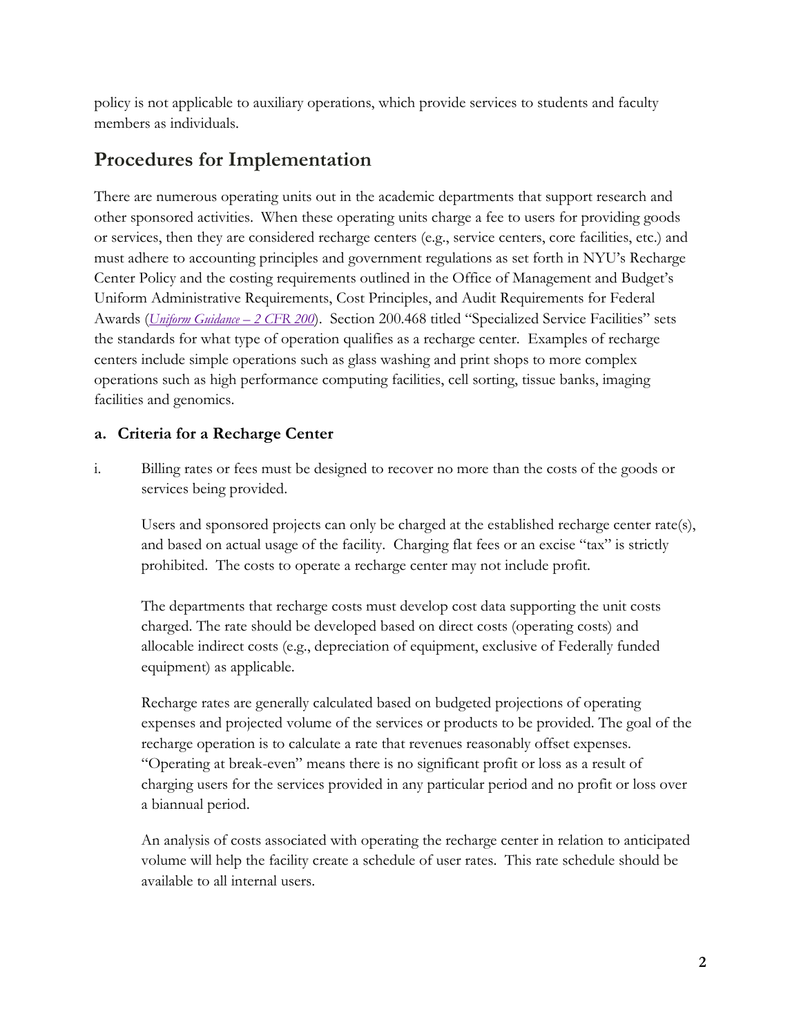policy is not applicable to auxiliary operations, which provide services to students and faculty members as individuals.

## Procedures for Implementation

There are numerous operating units out in the academic departments that support research and other sponsored activities. When these operating units charge a fee to users for providing goods or services, then they are considered recharge centers (e.g., service centers, core facilities, etc.) and must adhere to accounting principles and government regulations as set forth in NYU's Recharge Center Policy and the costing requirements outlined in the Office of Management and Budget's Uniform Administrative Requirements, Cost Principles, and Audit Requirements for Federal Awards (*Uniform Guidance – 2 CFR 200*). Section 200.468 titled "Specialized Service Facilities" sets the standards for what type of operation qualifies as a recharge center. Examples of recharge centers include simple operations such as glass washing and print shops to more complex operations such as high performance computing facilities, cell sorting, tissue banks, imaging facilities and genomics.

### a. Criteria for a Recharge Center

i. Billing rates or fees must be designed to recover no more than the costs of the goods or services being provided.

Users and sponsored projects can only be charged at the established recharge center rate(s), and based on actual usage of the facility. Charging flat fees or an excise "tax" is strictly prohibited. The costs to operate a recharge center may not include profit.

The departments that recharge costs must develop cost data supporting the unit costs charged. The rate should be developed based on direct costs (operating costs) and allocable indirect costs (e.g., depreciation of equipment, exclusive of Federally funded equipment) as applicable.

Recharge rates are generally calculated based on budgeted projections of operating expenses and projected volume of the services or products to be provided. The goal of the recharge operation is to calculate a rate that revenues reasonably offset expenses. "Operating at break-even" means there is no significant profit or loss as a result of charging users for the services provided in any particular period and no profit or loss over a biannual period.

An analysis of costs associated with operating the recharge center in relation to anticipated volume will help the facility create a schedule of user rates. This rate schedule should be available to all internal users.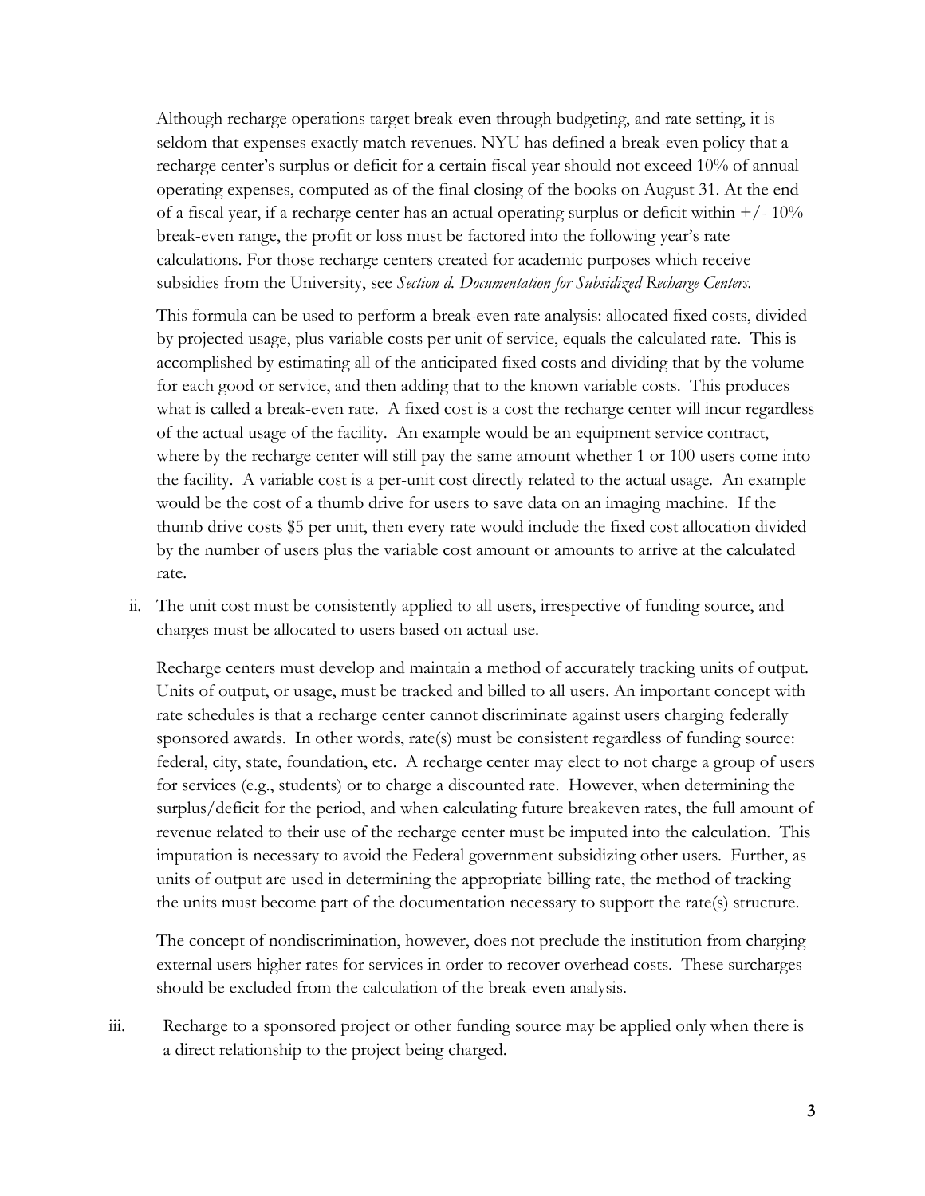Although recharge operations target break-even through budgeting, and rate setting, it is seldom that expenses exactly match revenues. NYU has defined a break-even policy that a recharge center's surplus or deficit for a certain fiscal year should not exceed 10% of annual operating expenses, computed as of the final closing of the books on August 31. At the end of a fiscal year, if a recharge center has an actual operating surplus or deficit within +/- 10% break-even range, the profit or loss must be factored into the following year's rate calculations. For those recharge centers created for academic purposes which receive subsidies from the University, see *Section d. Documentation for Subsidized Recharge Centers.*

This formula can be used to perform a break-even rate analysis: allocated fixed costs, divided by projected usage, plus variable costs per unit of service, equals the calculated rate. This is accomplished by estimating all of the anticipated fixed costs and dividing that by the volume for each good or service, and then adding that to the known variable costs. This produces what is called a break-even rate. A fixed cost is a cost the recharge center will incur regardless of the actual usage of the facility. An example would be an equipment service contract, where by the recharge center will still pay the same amount whether 1 or 100 users come into the facility. A variable cost is a per-unit cost directly related to the actual usage. An example would be the cost of a thumb drive for users to save data on an imaging machine. If the thumb drive costs $5 per unit, then every rate would include the fixed cost allocation divided by the number of users plus the variable cost amount or amounts to arrive at the calculated rate.

ii. The unit cost must be consistently applied to all users, irrespective of funding source, and charges must be allocated to users based on actual use.

Recharge centers must develop and maintain a method of accurately tracking units of output. Units of output, or usage, must be tracked and billed to all users. An important concept with rate schedules is that a recharge center cannot discriminate against users charging federally sponsored awards. In other words, rate(s) must be consistent regardless of funding source: federal, city, state, foundation, etc. A recharge center may elect to not charge a group of users for services (e.g., students) or to charge a discounted rate. However, when determining the surplus/deficit for the period, and when calculating future breakeven rates, the full amount of revenue related to their use of the recharge center must be imputed into the calculation. This imputation is necessary to avoid the Federal government subsidizing other users. Further, as units of output are used in determining the appropriate billing rate, the method of tracking the units must become part of the documentation necessary to support the rate(s) structure.

The concept of nondiscrimination, however, does not preclude the institution from charging external users higher rates for services in order to recover overhead costs. These surcharges should be excluded from the calculation of the break-even analysis.

iii. Recharge to a sponsored project or other funding source may be applied only when there is a direct relationship to the project being charged.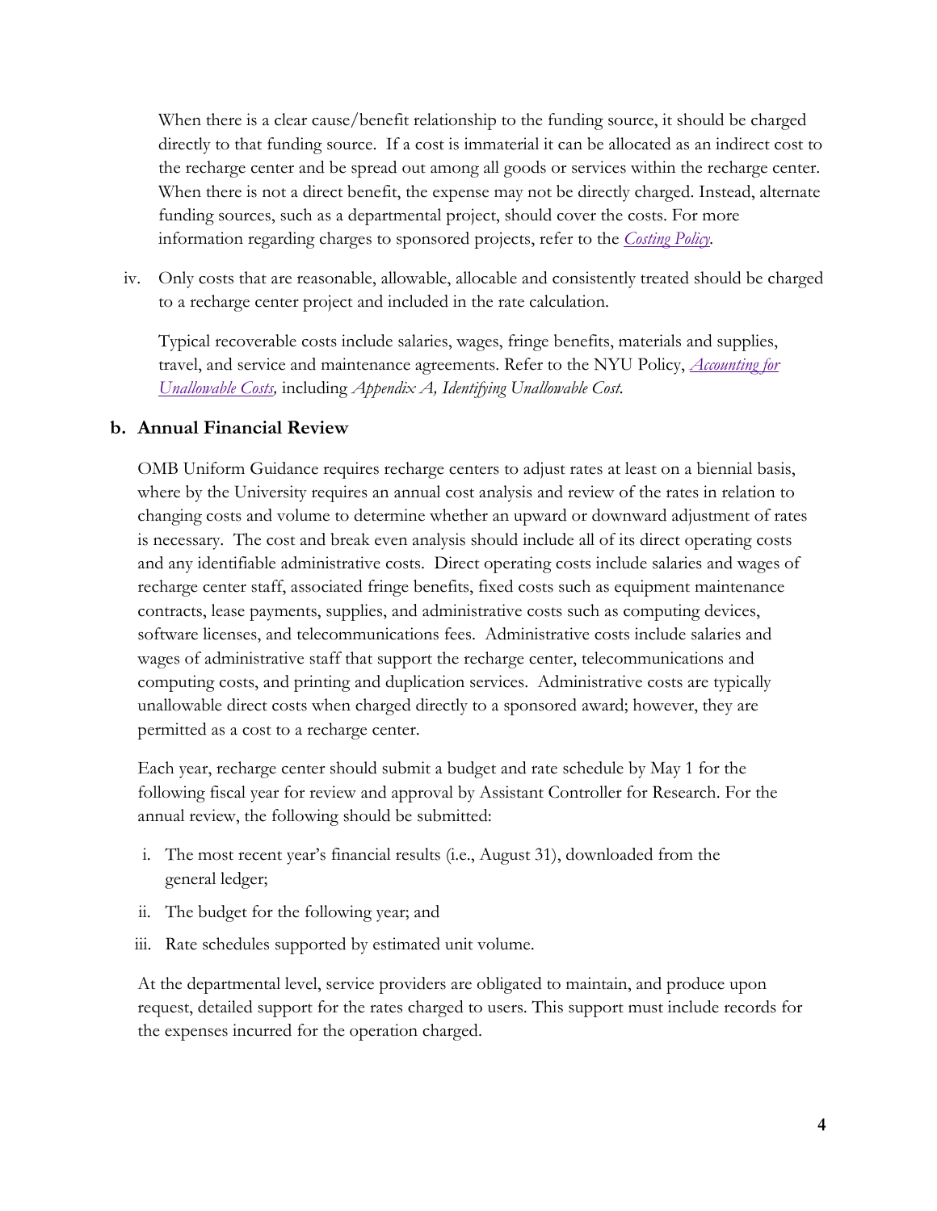When there is a clear cause/benefit relationship to the funding source, it should be charged directly to that funding source. If a cost is immaterial it can be allocated as an indirect cost to the recharge center and be spread out among all goods or services within the recharge center. When there is not a direct benefit, the expense may not be directly charged. Instead, alternate funding sources, such as a departmental project, should cover the costs. For more information regarding charges to sponsored projects, refer to the *Costing Policy*.

iv. Only costs that are reasonable, allowable, allocable and consistently treated should be charged to a recharge center project and included in the rate calculation.

Typical recoverable costs include salaries, wages, fringe benefits, materials and supplies, travel, and service and maintenance agreements. Refer to the NYU Policy, *Accounting for Unallowable Costs,* including *Appendix A, Identifying Unallowable Cost.*

**b. Annual Financial Review**

OMB Uniform Guidance requires recharge centers to adjust rates at least on a biennial basis, where by the University requires an annual cost analysis and review of the rates in relation to changing costs and volume to determine whether an upward or downward adjustment of rates is necessary. The cost and break even analysis should include all of its direct operating costs and any identifiable administrative costs. Direct operating costs include salaries and wages of recharge center staff, associated fringe benefits, fixed costs such as equipment maintenance contracts, lease payments, supplies, and administrative costs such as computing devices, software licenses, and telecommunications fees. Administrative costs include salaries and wages of administrative staff that support the recharge center, telecommunications and computing costs, and printing and duplication services. Administrative costs are typically unallowable direct costs when charged directly to a sponsored award; however, they are permitted as a cost to a recharge center.

Each year, recharge center should submit a budget and rate schedule by May 1 for the following fiscal year for review and approval by Assistant Controller for Research. For the annual review, the following should be submitted:

i. The most recent year's financial results (i.e., August 31), downloaded from the general ledger;

ii. The budget for the following year; and

iii. Rate schedules supported by estimated unit volume.

At the departmental level, service providers are obligated to maintain, and produce upon request, detailed support for the rates charged to users. This support must include records for the expenses incurred for the operation charged.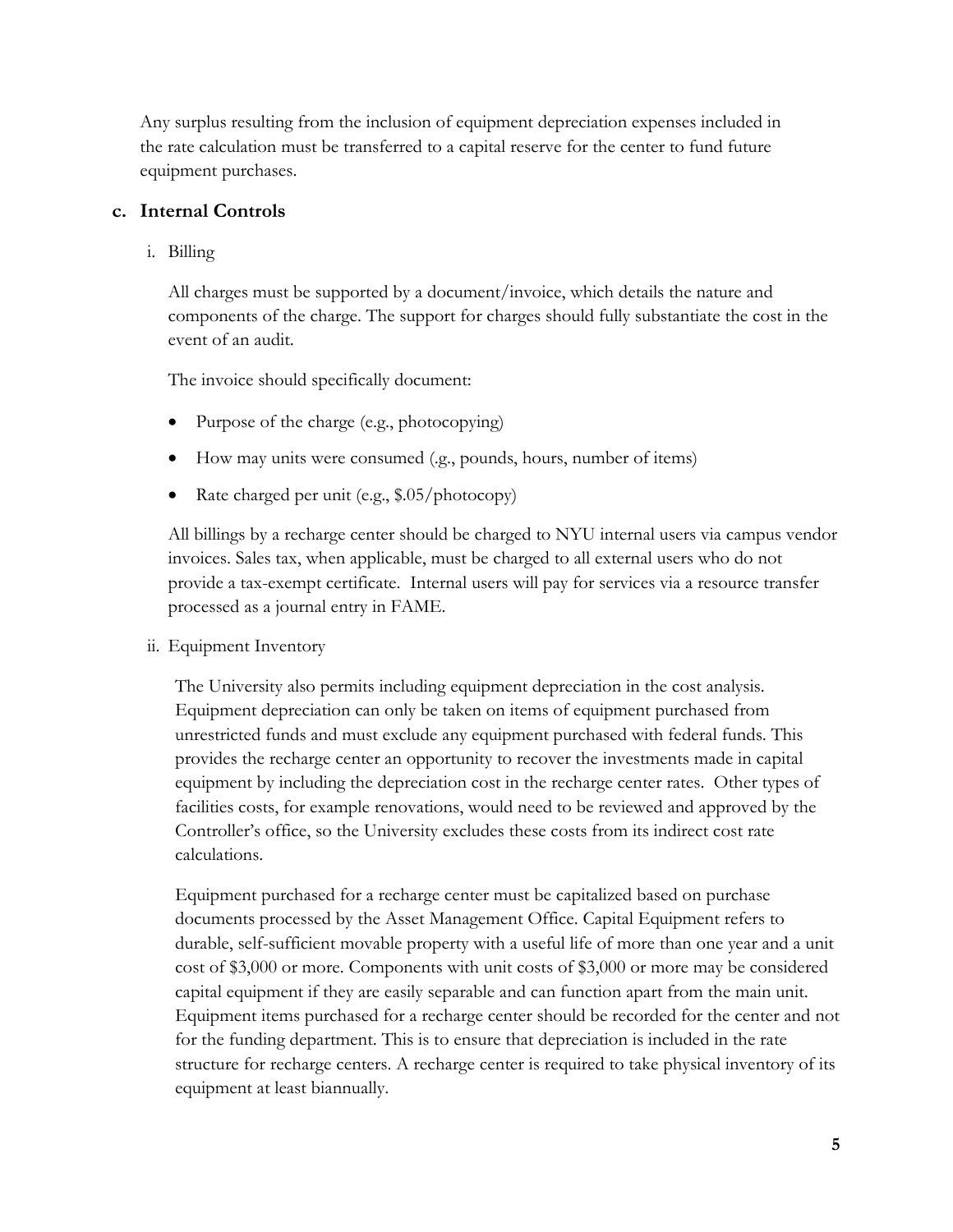Any surplus resulting from the inclusion of equipment depreciation expenses included in the rate calculation must be transferred to a capital reserve for the center to fund future equipment purchases.

### c. Internal Controls

i. Billing

All charges must be supported by a document/invoice, which details the nature and components of the charge. The support for charges should fully substantiate the cost in the event of an audit.

The invoice should specifically document:

- Purpose of the charge (e.g., photocopying)
- How may units were consumed (.g., pounds, hours, number of items)
- Rate charged per unit (e.g., $.05/photocopy)

All billings by a recharge center should be charged to NYU internal users via campus vendor invoices. Sales tax, when applicable, must be charged to all external users who do not provide a tax-exempt certificate. Internal users will pay for services via a resource transfer processed as a journal entry in FAME.

ii. Equipment Inventory

The University also permits including equipment depreciation in the cost analysis. Equipment depreciation can only be taken on items of equipment purchased from unrestricted funds and must exclude any equipment purchased with federal funds. This provides the recharge center an opportunity to recover the investments made in capital equipment by including the depreciation cost in the recharge center rates. Other types of facilities costs, for example renovations, would need to be reviewed and approved by the Controller's office, so the University excludes these costs from its indirect cost rate calculations.

Equipment purchased for a recharge center must be capitalized based on purchase documents processed by the Asset Management Office. Capital Equipment refers to durable, self-sufficient movable property with a useful life of more than one year and a unit cost of $3,000 or more. Components with unit costs of $3,000 or more may be considered capital equipment if they are easily separable and can function apart from the main unit. Equipment items purchased for a recharge center should be recorded for the center and not for the funding department. This is to ensure that depreciation is included in the rate structure for recharge centers. A recharge center is required to take physical inventory of its equipment at least biannually.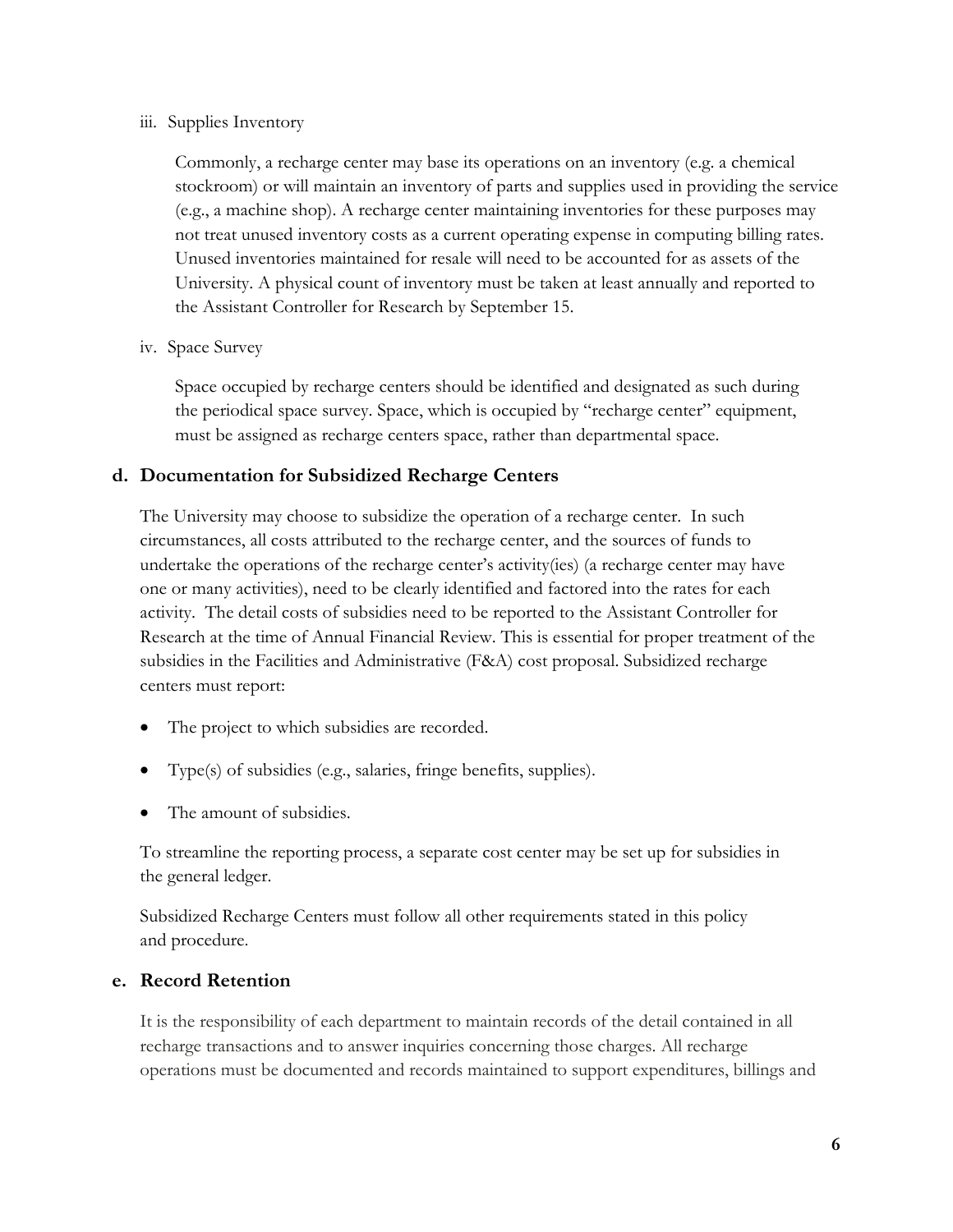iii. Supplies Inventory

Commonly, a recharge center may base its operations on an inventory (e.g. a chemical stockroom) or will maintain an inventory of parts and supplies used in providing the service (e.g., a machine shop). A recharge center maintaining inventories for these purposes may not treat unused inventory costs as a current operating expense in computing billing rates. Unused inventories maintained for resale will need to be accounted for as assets of the University. A physical count of inventory must be taken at least annually and reported to the Assistant Controller for Research by September 15.

iv. Space Survey

Space occupied by recharge centers should be identified and designated as such during the periodical space survey. Space, which is occupied by "recharge center" equipment, must be assigned as recharge centers space, rather than departmental space.

### d. Documentation for Subsidized Recharge Centers

The University may choose to subsidize the operation of a recharge center. In such circumstances, all costs attributed to the recharge center, and the sources of funds to undertake the operations of the recharge center's activity(ies) (a recharge center may have one or many activities), need to be clearly identified and factored into the rates for each activity. The detail costs of subsidies need to be reported to the Assistant Controller for Research at the time of Annual Financial Review. This is essential for proper treatment of the subsidies in the Facilities and Administrative (F&A) cost proposal. Subsidized recharge centers must report:

- The project to which subsidies are recorded.
- Type(s) of subsidies (e.g., salaries, fringe benefits, supplies).
- The amount of subsidies.

To streamline the reporting process, a separate cost center may be set up for subsidies in the general ledger.

Subsidized Recharge Centers must follow all other requirements stated in this policy and procedure.

### e. Record Retention

It is the responsibility of each department to maintain records of the detail contained in all recharge transactions and to answer inquiries concerning those charges. All recharge operations must be documented and records maintained to support expenditures, billings and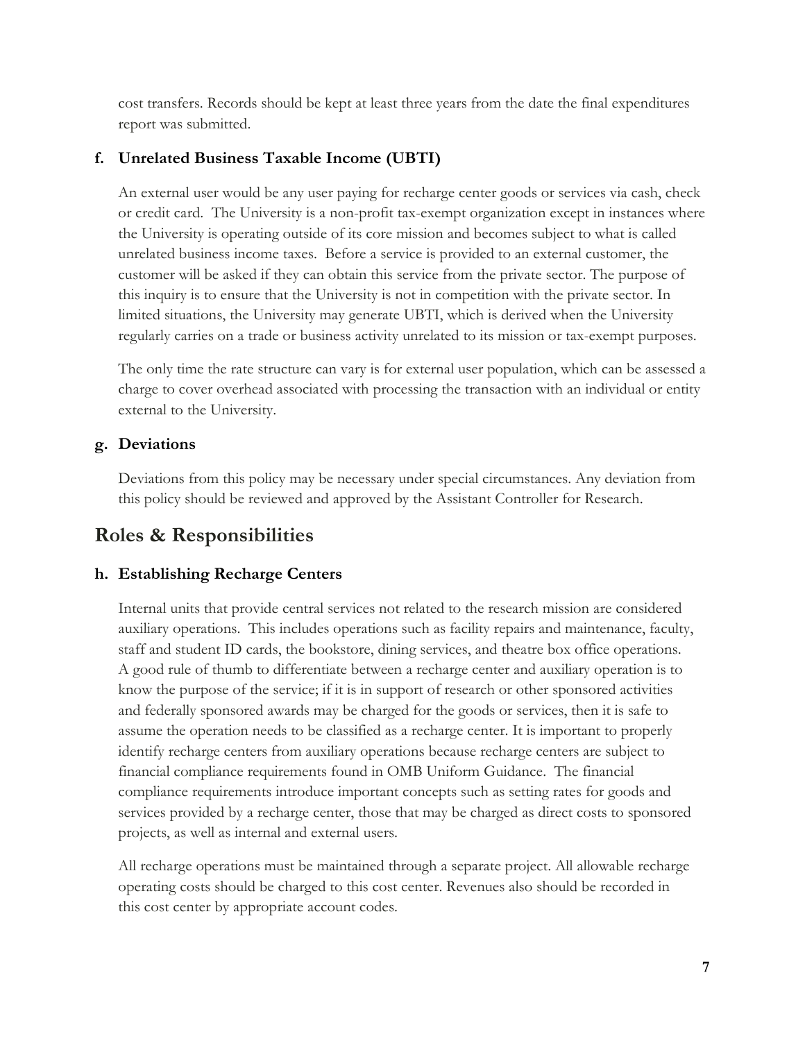cost transfers. Records should be kept at least three years from the date the final expenditures report was submitted.

### f. Unrelated Business Taxable Income (UBTI)

An external user would be any user paying for recharge center goods or services via cash, check or credit card. The University is a non-profit tax-exempt organization except in instances where the University is operating outside of its core mission and becomes subject to what is called unrelated business income taxes. Before a service is provided to an external customer, the customer will be asked if they can obtain this service from the private sector. The purpose of this inquiry is to ensure that the University is not in competition with the private sector. In limited situations, the University may generate UBTI, which is derived when the University regularly carries on a trade or business activity unrelated to its mission or tax-exempt purposes.

The only time the rate structure can vary is for external user population, which can be assessed a charge to cover overhead associated with processing the transaction with an individual or entity external to the University.

### g. Deviations

Deviations from this policy may be necessary under special circumstances. Any deviation from this policy should be reviewed and approved by the Assistant Controller for Research.

## Roles & Responsibilities

### h. Establishing Recharge Centers

Internal units that provide central services not related to the research mission are considered auxiliary operations. This includes operations such as facility repairs and maintenance, faculty, staff and student ID cards, the bookstore, dining services, and theatre box office operations. A good rule of thumb to differentiate between a recharge center and auxiliary operation is to know the purpose of the service; if it is in support of research or other sponsored activities and federally sponsored awards may be charged for the goods or services, then it is safe to assume the operation needs to be classified as a recharge center. It is important to properly identify recharge centers from auxiliary operations because recharge centers are subject to financial compliance requirements found in OMB Uniform Guidance. The financial compliance requirements introduce important concepts such as setting rates for goods and services provided by a recharge center, those that may be charged as direct costs to sponsored projects, as well as internal and external users.

All recharge operations must be maintained through a separate project. All allowable recharge operating costs should be charged to this cost center. Revenues also should be recorded in this cost center by appropriate account codes.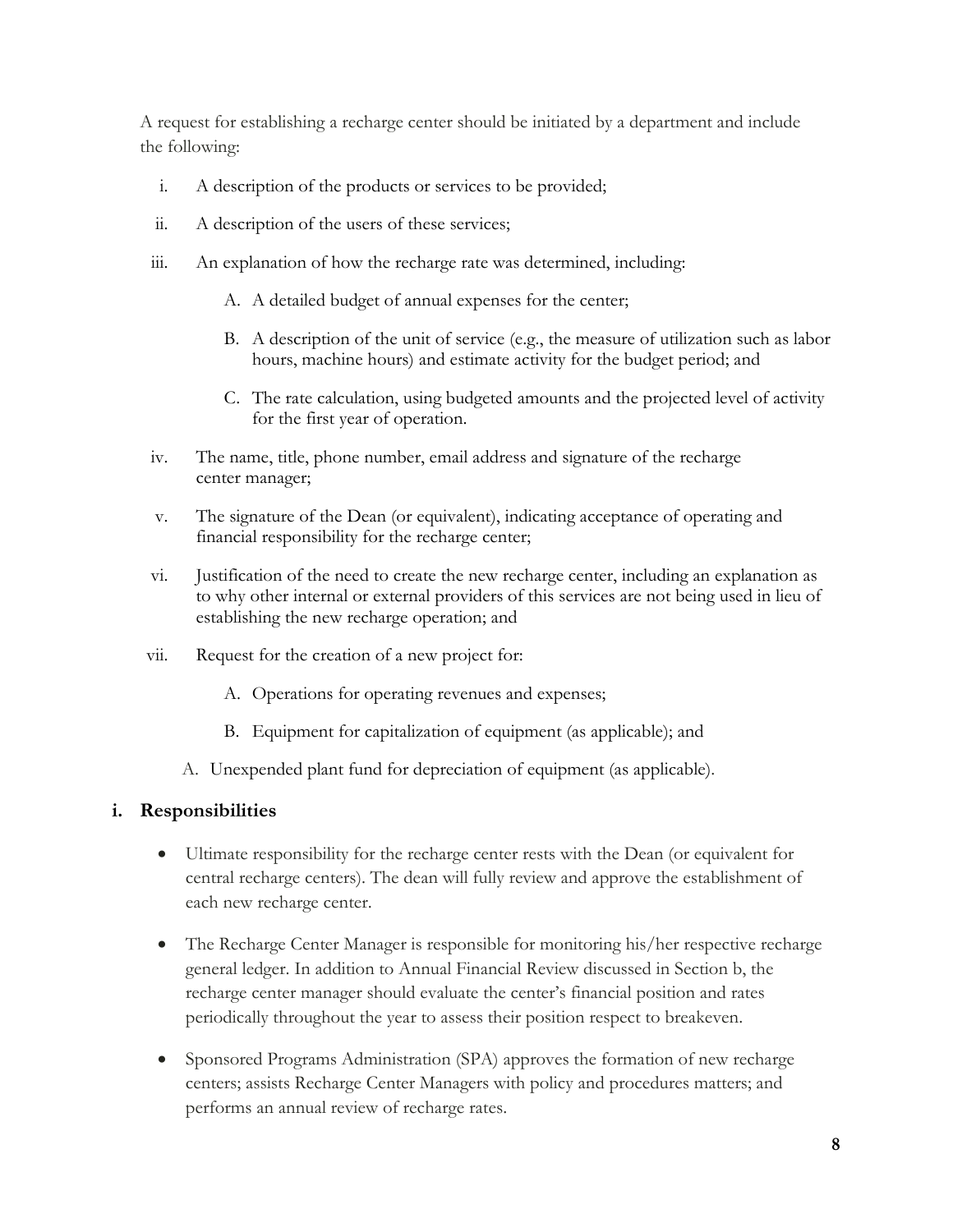A request for establishing a recharge center should be initiated by a department and include the following:

i. A description of the products or services to be provided;

ii. A description of the users of these services;

iii. An explanation of how the recharge rate was determined, including:

   A. A detailed budget of annual expenses for the center;

   B. A description of the unit of service (e.g., the measure of utilization such as labor hours, machine hours) and estimate activity for the budget period; and

   C. The rate calculation, using budgeted amounts and the projected level of activity for the first year of operation.

iv. The name, title, phone number, email address and signature of the recharge center manager;

v. The signature of the Dean (or equivalent), indicating acceptance of operating and financial responsibility for the recharge center;

vi. Justification of the need to create the new recharge center, including an explanation as to why other internal or external providers of this services are not being used in lieu of establishing the new recharge operation; and

vii. Request for the creation of a new project for:

   A. Operations for operating revenues and expenses;

   B. Equipment for capitalization of equipment (as applicable); and

   A. Unexpended plant fund for depreciation of equipment (as applicable).

## i. Responsibilities

- Ultimate responsibility for the recharge center rests with the Dean (or equivalent for central recharge centers). The dean will fully review and approve the establishment of each new recharge center.

- The Recharge Center Manager is responsible for monitoring his/her respective recharge general ledger. In addition to Annual Financial Review discussed in Section b, the recharge center manager should evaluate the center's financial position and rates periodically throughout the year to assess their position respect to breakeven.

- Sponsored Programs Administration (SPA) approves the formation of new recharge centers; assists Recharge Center Managers with policy and procedures matters; and performs an annual review of recharge rates.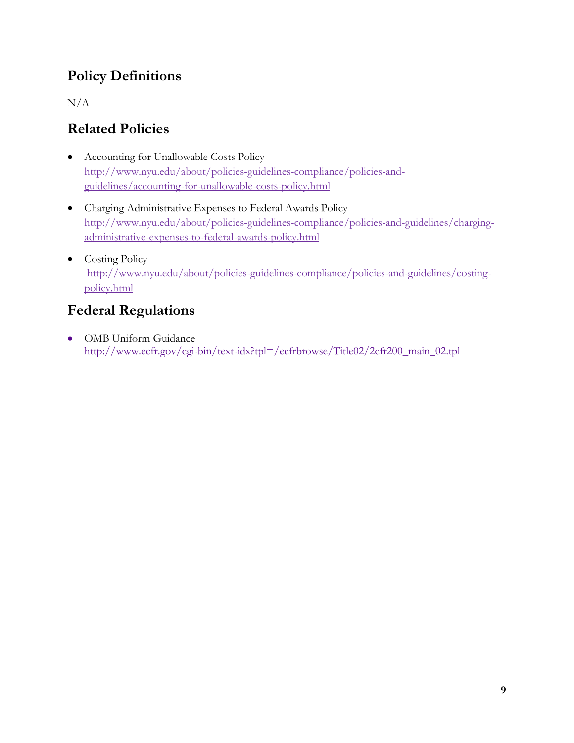## Policy Definitions

N/A

## Related Policies

- Accounting for Unallowable Costs Policy
  http://www.nyu.edu/about/policies-guidelines-compliance/policies-and-guidelines/accounting-for-unallowable-costs-policy.html
- Charging Administrative Expenses to Federal Awards Policy
  http://www.nyu.edu/about/policies-guidelines-compliance/policies-and-guidelines/charging-administrative-expenses-to-federal-awards-policy.html
- Costing Policy
  http://www.nyu.edu/about/policies-guidelines-compliance/policies-and-guidelines/costing-policy.html

## Federal Regulations

- OMB Uniform Guidance
  http://www.ecfr.gov/cgi-bin/text-idx?tpl=/ecfrbrowse/Title02/2cfr200_main_02.tpl